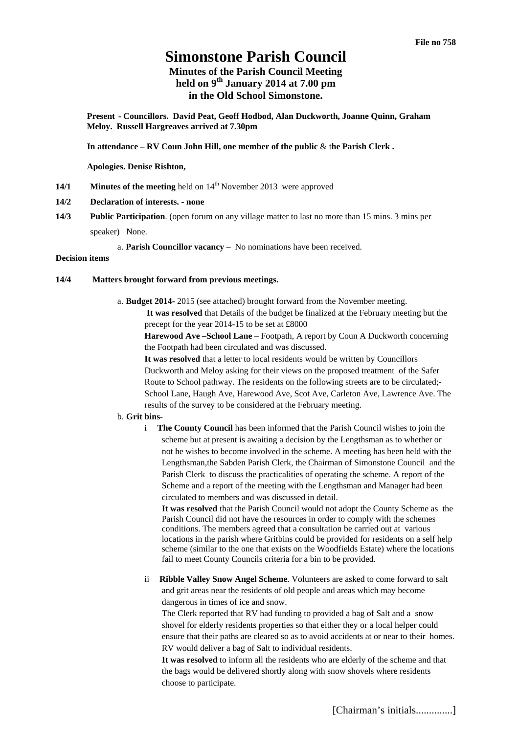File no 758

# Simonstone Parish Council

## Minutes of the Parish Council Meeting held on 9th January 2014 at 7.00 pm in the Old School Simonstone.

**Present - Councillors. David Peat, Geoff Hodbod, Alan Duckworth, Joanne Quinn, Graham Meloy. Russell Hargreaves arrived at 7.30pm**

**In attendance – RV Coun John Hill, one member of the public** & t**he Parish Clerk .**

**Apologies. Denise Rishton,**

**14/1** **Minutes of the meeting** held on 14th November 2013 were approved

**14/2** **Declaration of interests. - none**

**14/3** **Public Participation**. (open forum on any village matter to last no more than 15 mins. 3 mins per speaker) None.

a. **Parish Councillor vacancy** – No nominations have been received.

**Decision items**

**14/4** **Matters brought forward from previous meetings.**

a. **Budget 2014-** 2015 (see attached) brought forward from the November meeting.

**It was resolved** that Details of the budget be finalized at the February meeting but the precept for the year 2014-15 to be set at £8000

**Harewood Ave –School Lane** – Footpath, A report by Coun A Duckworth concerning the Footpath had been circulated and was discussed.

**It was resolved** that a letter to local residents would be written by Councillors Duckworth and Meloy asking for their views on the proposed treatment of the Safer Route to School pathway. The residents on the following streets are to be circulated;- School Lane, Haugh Ave, Harewood Ave, Scot Ave, Carleton Ave, Lawrence Ave. The results of the survey to be considered at the February meeting.

b. **Grit bins-**

i **The County Council** has been informed that the Parish Council wishes to join the scheme but at present is awaiting a decision by the Lengthsman as to whether or not he wishes to become involved in the scheme. A meeting has been held with the Lengthsman,the Sabden Parish Clerk, the Chairman of Simonstone Council and the Parish Clerk to discuss the practicalities of operating the scheme. A report of the Scheme and a report of the meeting with the Lengthsman and Manager had been circulated to members and was discussed in detail.

**It was resolved** that the Parish Council would not adopt the County Scheme as the Parish Council did not have the resources in order to comply with the schemes conditions. The members agreed that a consultation be carried out at various locations in the parish where Gritbins could be provided for residents on a self help scheme (similar to the one that exists on the Woodfields Estate) where the locations fail to meet County Councils criteria for a bin to be provided.

ii **Ribble Valley Snow Angel Scheme**. Volunteers are asked to come forward to salt and grit areas near the residents of old people and areas which may become dangerous in times of ice and snow.

The Clerk reported that RV had funding to provided a bag of Salt and a snow shovel for elderly residents properties so that either they or a local helper could ensure that their paths are cleared so as to avoid accidents at or near to their homes. RV would deliver a bag of Salt to individual residents.

**It was resolved** to inform all the residents who are elderly of the scheme and that the bags would be delivered shortly along with snow shovels where residents choose to participate.

[Chairman's initials..............]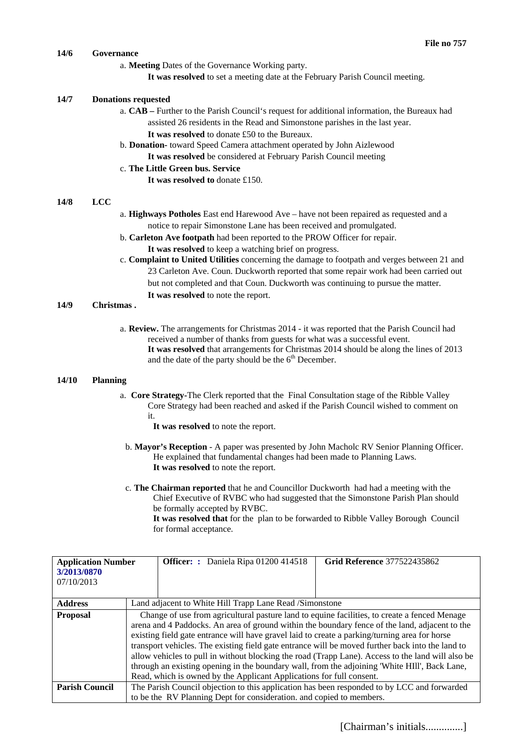File no 757

**14/6 Governance**

a. **Meeting** Dates of the Governance Working party.
**It was resolved** to set a meeting date at the February Parish Council meeting.

**14/7 Donations requested**

a. **CAB –** Further to the Parish Council's request for additional information, the Bureaux had assisted 26 residents in the Read and Simonstone parishes in the last year.
**It was resolved** to donate £50 to the Bureaux.

b. **Donation-** toward Speed Camera attachment operated by John Aizlewood
**It was resolved** be considered at February Parish Council meeting

c. **The Little Green bus. Service**
**It was resolved to** donate £150.

**14/8 LCC**

a. **Highways Potholes** East end Harewood Ave – have not been repaired as requested and a notice to repair Simonstone Lane has been received and promulgated.

b. **Carleton Ave footpath** had been reported to the PROW Officer for repair.
**It was resolved** to keep a watching brief on progress.

c. **Complaint to United Utilities** concerning the damage to footpath and verges between 21 and 23 Carleton Ave. Coun. Duckworth reported that some repair work had been carried out but not completed and that Coun. Duckworth was continuing to pursue the matter.
**It was resolved** to note the report.

**14/9 Christmas .**

a. **Review.** The arrangements for Christmas 2014 - it was reported that the Parish Council had received a number of thanks from guests for what was a successful event.
**It was resolved** that arrangements for Christmas 2014 should be along the lines of 2013 and the date of the party should be the 6th December.

**14/10 Planning**

a. **Core Strategy-**The Clerk reported that the Final Consultation stage of the Ribble Valley Core Strategy had been reached and asked if the Parish Council wished to comment on it.
**It was resolved** to note the report.

b. **Mayor's Reception** - A paper was presented by John Macholc RV Senior Planning Officer. He explained that fundamental changes had been made to Planning Laws.
**It was resolved** to note the report.

c. **The Chairman reported** that he and Councillor Duckworth had had a meeting with the Chief Executive of RVBC who had suggested that the Simonstone Parish Plan should be formally accepted by RVBC.
**It was resolved that** for the plan to be forwarded to Ribble Valley Borough Council for formal acceptance.

| **Application Number** 3/2013/0870 07/10/2013 | **Officer: :** Daniela Ripa 01200 414518 | **Grid Reference** 377522435862 |
|---|---|---|
| **Address** | Land adjacent to White Hill Trapp Lane Read /Simonstone | |
| **Proposal** | Change of use from agricultural pasture land to equine facilities, to create a fenced Menage arena and 4 Paddocks. An area of ground within the boundary fence of the land, adjacent to the existing field gate entrance will have gravel laid to create a parking/turning area for horse transport vehicles. The existing field gate entrance will be moved further back into the land to allow vehicles to pull in without blocking the road (Trapp Lane). Access to the land will also be through an existing opening in the boundary wall, from the adjoining 'White HIll', Back Lane, Read, which is owned by the Applicant Applications for full consent. | |
| **Parish Council** | The Parish Council objection to this application has been responded to by LCC and forwarded to be the RV Planning Dept for consideration. and copied to members. | |

[Chairman's initials..............]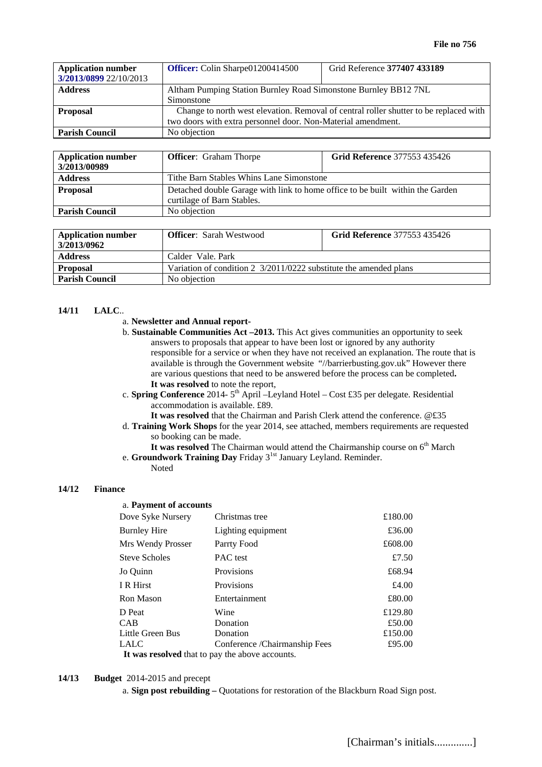File no 756

| Application number 3/2013/0899 22/10/2013 | Officer: Colin Sharpe01200414500 | Grid Reference 377407 433189 |
|---|---|---|
| Address | Altham Pumping Station Burnley Road Simonstone Burnley BB12 7NL Simonstone | |
| Proposal | Change to north west elevation. Removal of central roller shutter to be replaced with two doors with extra personnel door. Non-Material amendment. | |
| Parish Council | No objection | |

| Application number 3/2013/00989 | Officer: Graham Thorpe | Grid Reference 377553 435426 |
|---|---|---|
| Address | Tithe Barn Stables Whins Lane Simonstone | |
| Proposal | Detached double Garage with link to home office to be built within the Garden curtilage of Barn Stables. | |
| Parish Council | No objection | |

| Application number 3/2013/0962 | Officer: Sarah Westwood | Grid Reference 377553 435426 |
|---|---|---|
| Address | Calder Vale. Park | |
| Proposal | Variation of condition 2 3/2011/0222 substitute the amended plans | |
| Parish Council | No objection | |

**14/11 LALC**..

a. **Newsletter and Annual report-**

b. **Sustainable Communities Act –2013.** This Act gives communities an opportunity to seek answers to proposals that appear to have been lost or ignored by any authority responsible for a service or when they have not received an explanation. The route that is available is through the Government website "//barrierbusting.gov.uk" However there are various questions that need to be answered before the process can be completed**.**
**It was resolved** to note the report,

c. **Spring Conference** 2014- 5th April –Leyland Hotel – Cost £35 per delegate. Residential accommodation is available. £89.
**It was resolved** that the Chairman and Parish Clerk attend the conference. @£35

d. **Training Work Shops** for the year 2014, see attached, members requirements are requested so booking can be made.
**It was resolved** The Chairman would attend the Chairmanship course on 6th March

e. **Groundwork Training Day** Friday 31st January Leyland. Reminder.
Noted

**14/12 Finance**

a. **Payment of accounts**

| | | |
|---|---|---|
| Dove Syke Nursery | Christmas tree | £180.00 |
| Burnley Hire | Lighting equipment | £36.00 |
| Mrs Wendy Prosser | Parrty Food | £608.00 |
| Steve Scholes | PAC test | £7.50 |
| Jo Quinn | Provisions | £68.94 |
| I R Hirst | Provisions | £4.00 |
| Ron Mason | Entertainment | £80.00 |
| D Peat | Wine | £129.80 |
| CAB | Donation | £50.00 |
| Little Green Bus | Donation | £150.00 |
| LALC | Conference /Chairmanship Fees | £95.00 |

**It was resolved** that to pay the above accounts.

**14/13 Budget** 2014-2015 and precept

a. **Sign post rebuilding –** Quotations for restoration of the Blackburn Road Sign post.

[Chairman's initials..............]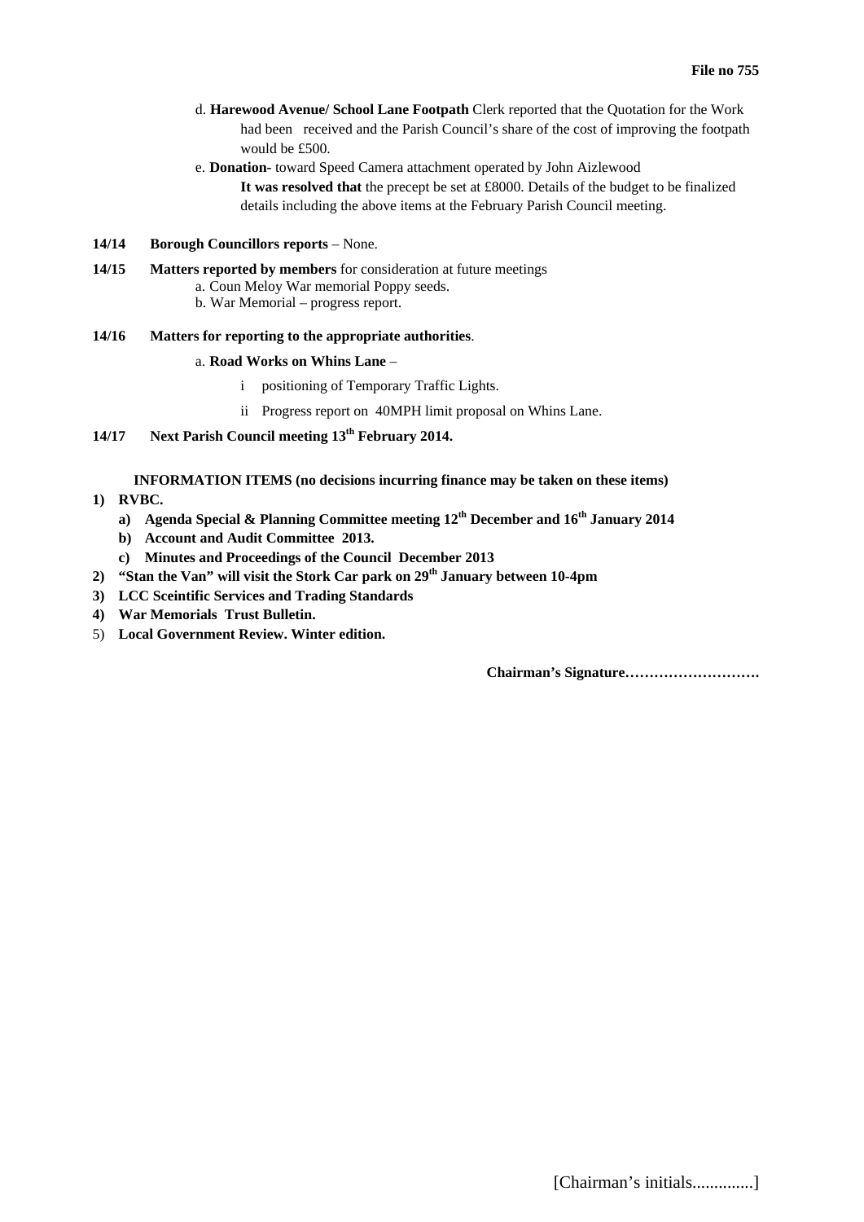**File no 755**

d. **Harewood Avenue/ School Lane Footpath** Clerk reported that the Quotation for the Work had been received and the Parish Council's share of the cost of improving the footpath would be £500.

e. **Donation-** toward Speed Camera attachment operated by John Aizlewood

**It was resolved that** the precept be set at £8000. Details of the budget to be finalized details including the above items at the February Parish Council meeting.

**14/14 Borough Councillors reports** – None.

**14/15 Matters reported by members** for consideration at future meetings

a. Coun Meloy War memorial Poppy seeds.

b. War Memorial – progress report.

**14/16 Matters for reporting to the appropriate authorities**.

a. **Road Works on Whins Lane** –

i positioning of Temporary Traffic Lights.

ii Progress report on 40MPH limit proposal on Whins Lane.

**14/17 Next Parish Council meeting 13th February 2014.**

**INFORMATION ITEMS (no decisions incurring finance may be taken on these items)**

1) **RVBC.**
   a) **Agenda Special & Planning Committee meeting 12th December and 16th January 2014**
   b) **Account and Audit Committee 2013.**
   c) **Minutes and Proceedings of the Council December 2013**
2) **"Stan the Van" will visit the Stork Car park on 29th January between 10-4pm**
3) **LCC Sceintific Services and Trading Standards**
4) **War Memorials Trust Bulletin.**
5) **Local Government Review. Winter edition.**

**Chairman's Signature……………………….**

[Chairman's initials..............]